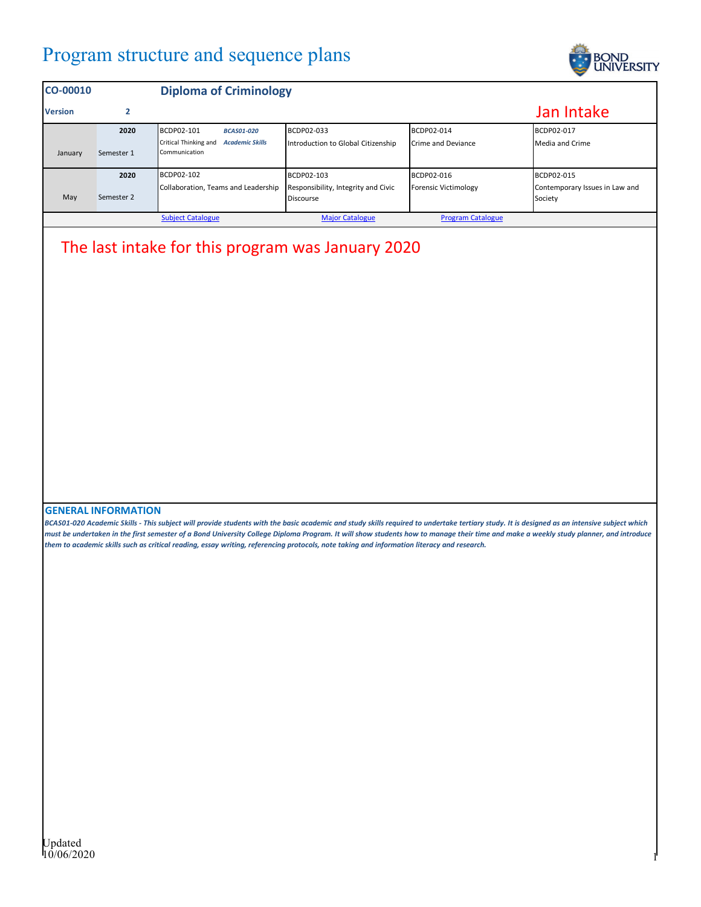# Program structure and sequence plans

| CO-00010 | | Diploma of Criminology | | | |
|---|---|---|---|---|---|
| **Version** | **2** | | | | **Jan Intake** |
| January | 2020 Semester 1 | BCDP02-101 Critical Thinking and Communication *BCAS01-020 Academic Skills* | BCDP02-033 Introduction to Global Citizenship | BCDP02-014 Crime and Deviance | BCDP02-017 Media and Crime |
| May | 2020 Semester 2 | BCDP02-102 Collaboration, Teams and Leadership | BCDP02-103 Responsibility, Integrity and Civic Discourse | BCDP02-016 Forensic Victimology | BCDP02-015 Contemporary Issues in Law and Society |
| | | Subject Catalogue | Major Catalogue | Program Catalogue | |

The last intake for this program was January 2020

## GENERAL INFORMATION

***BCAS01-020 Academic Skills - This subject will provide students with the basic academic and study skills required to undertake tertiary study. It is designed as an intensive subject which must be undertaken in the first semester of a Bond University College Diploma Program. It will show students how to manage their time and make a weekly study planner, and introduce them to academic skills such as critical reading, essay writing, referencing protocols, note taking and information literacy and research.***

Updated 10/06/2020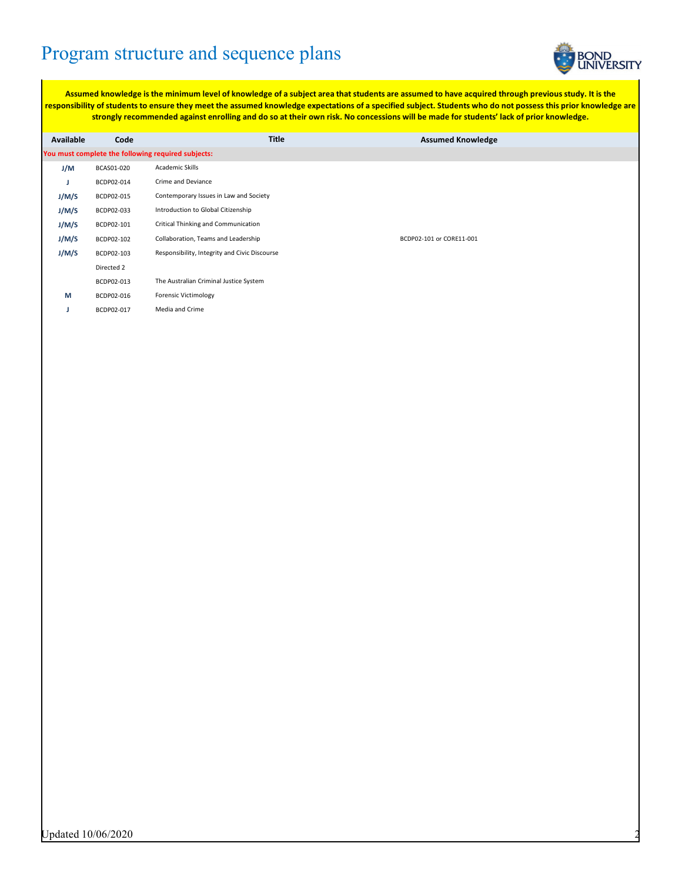# Program structure and sequence plans

**Assumed knowledge is the minimum level of knowledge of a subject area that students are assumed to have acquired through previous study. It is the responsibility of students to ensure they meet the assumed knowledge expectations of a specified subject. Students who do not possess this prior knowledge are strongly recommended against enrolling and do so at their own risk. No concessions will be made for students' lack of prior knowledge.**

| Available | Code | Title | Assumed Knowledge |
|---|---|---|---|
| **You must complete the following required subjects:** | | | |
| J/M | BCAS01-020 | Academic Skills | |
| J | BCDP02-014 | Crime and Deviance | |
| J/M/S | BCDP02-015 | Contemporary Issues in Law and Society | |
| J/M/S | BCDP02-033 | Introduction to Global Citizenship | |
| J/M/S | BCDP02-101 | Critical Thinking and Communication | |
| J/M/S | BCDP02-102 | Collaboration, Teams and Leadership | BCDP02-101 or CORE11-001 |
| J/M/S | BCDP02-103 | Responsibility, Integrity and Civic Discourse | |
| | Directed 2 | | |
| | BCDP02-013 | The Australian Criminal Justice System | |
| M | BCDP02-016 | Forensic Victimology | |
| J | BCDP02-017 | Media and Crime | |

Updated 10/06/2020